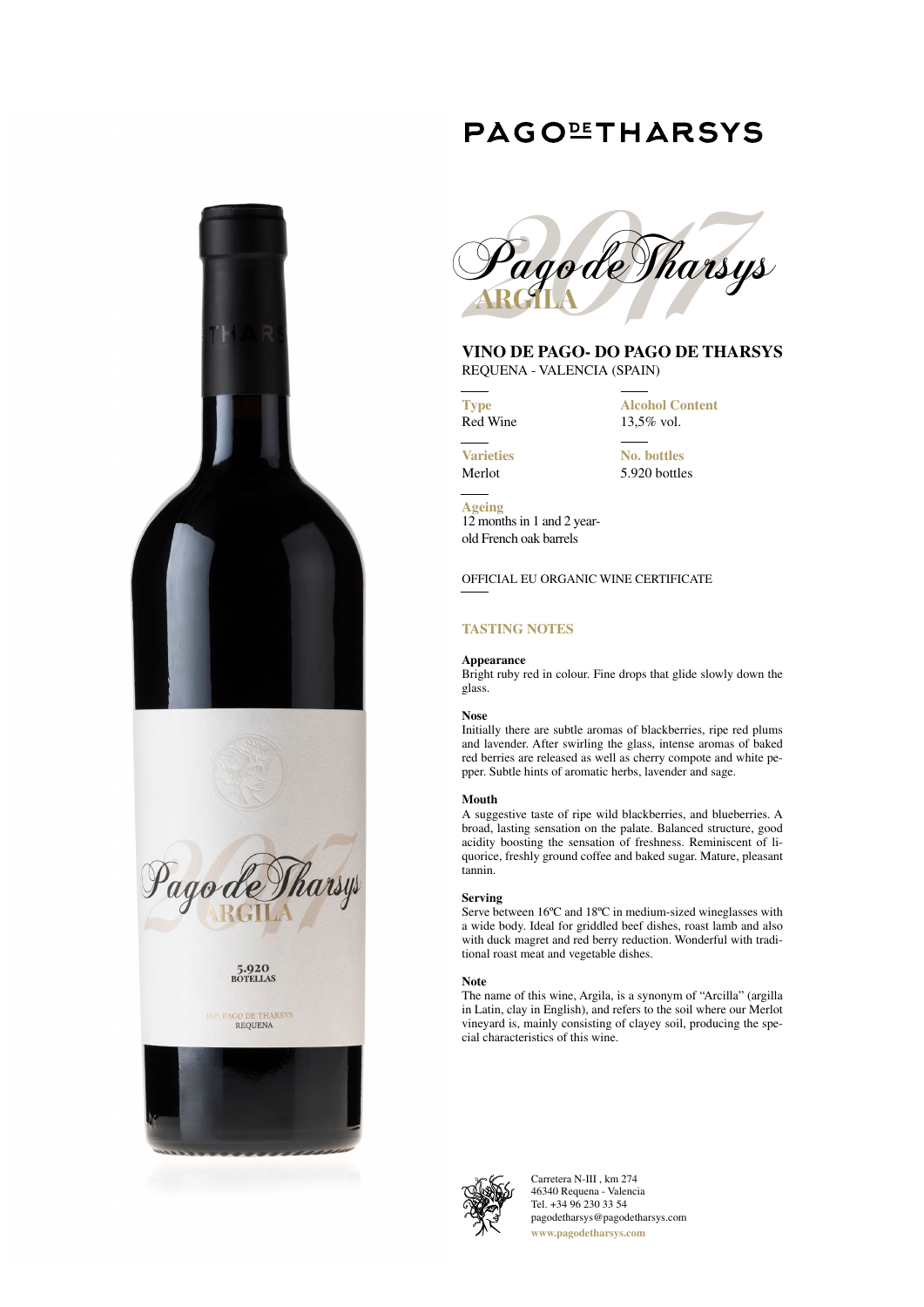# PAGO DE THARSYS

## Pago de Tharsys 2017 ARGILA

### VINO DE PAGO- DO PAGO DE THARSYS

REQUENA - VALENCIA (SPAIN)

**Type**
Red Wine

**Alcohol Content**
13,5% vol.

**Varieties**
Merlot

**No. bottles**
5.920 bottles

**Ageing**
12 months in 1 and 2 year-old French oak barrels

OFFICIAL EU ORGANIC WINE CERTIFICATE

## TASTING NOTES

**Appearance**
Bright ruby red in colour. Fine drops that glide slowly down the glass.

**Nose**
Initially there are subtle aromas of blackberries, ripe red plums and lavender. After swirling the glass, intense aromas of baked red berries are released as well as cherry compote and white pepper. Subtle hints of aromatic herbs, lavender and sage.

**Mouth**
A suggestive taste of ripe wild blackberries, and blueberries. A broad, lasting sensation on the palate. Balanced structure, good acidity boosting the sensation of freshness. Reminiscent of liquorice, freshly ground coffee and baked sugar. Mature, pleasant tannin.

**Serving**
Serve between 16ºC and 18ºC in medium-sized wineglasses with a wide body. Ideal for griddled beef dishes, roast lamb and also with duck magret and red berry reduction. Wonderful with traditional roast meat and vegetable dishes.

**Note**
The name of this wine, Argila, is a synonym of "Arcilla" (argilla in Latin, clay in English), and refers to the soil where our Merlot vineyard is, mainly consisting of clayey soil, producing the special characteristics of this wine.

Carretera N-III , km 274
46340 Requena - Valencia
Tel. +34 96 230 33 54
pagodetharsys@pagodetharsys.com
www.pagodetharsys.com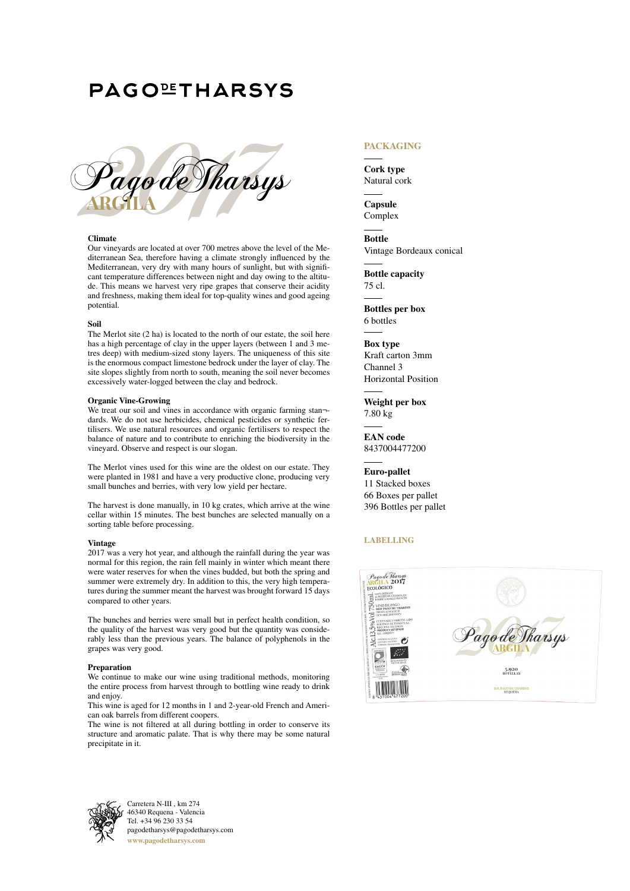# PAGO DE THARSYS

## Pago de Tharsys ARGILA 2017

### Climate

Our vineyards are located at over 700 metres above the level of the Mediterranean Sea, therefore having a climate strongly influenced by the Mediterranean, very dry with many hours of sunlight, but with significant temperature differences between night and day owing to the altitude. This means we harvest very ripe grapes that conserve their acidity and freshness, making them ideal for top-quality wines and good ageing potential.

### Soil

The Merlot site (2 ha) is located to the north of our estate, the soil here has a high percentage of clay in the upper layers (between 1 and 3 metres deep) with medium-sized stony layers. The uniqueness of this site is the enormous compact limestone bedrock under the layer of clay. The site slopes slightly from north to south, meaning the soil never becomes excessively water-logged between the clay and bedrock.

### Organic Vine-Growing

We treat our soil and vines in accordance with organic farming stan¬dards. We do not use herbicides, chemical pesticides or synthetic fertilisers. We use natural resources and organic fertilisers to respect the balance of nature and to contribute to enriching the biodiversity in the vineyard. Observe and respect is our slogan.

The Merlot vines used for this wine are the oldest on our estate. They were planted in 1981 and have a very productive clone, producing very small bunches and berries, with very low yield per hectare.

The harvest is done manually, in 10 kg crates, which arrive at the wine cellar within 15 minutes. The best bunches are selected manually on a sorting table before processing.

### Vintage

2017 was a very hot year, and although the rainfall during the year was normal for this region, the rain fell mainly in winter which meant there were water reserves for when the vines budded, but both the spring and summer were extremely dry. In addition to this, the very high temperatures during the summer meant the harvest was brought forward 15 days compared to other years.

The bunches and berries were small but in perfect health condition, so the quality of the harvest was very good but the quantity was considerably less than the previous years. The balance of polyphenols in the grapes was very good.

### Preparation

We continue to make our wine using traditional methods, monitoring the entire process from harvest through to bottling wine ready to drink and enjoy.

This wine is aged for 12 months in 1 and 2-year-old French and American oak barrels from different coopers.

The wine is not filtered at all during bottling in order to conserve its structure and aromatic palate. That is why there may be some natural precipitate in it.

## PACKAGING

**Cork type**
Natural cork

**Capsule**
Complex

**Bottle**
Vintage Bordeaux conical

**Bottle capacity**
75 cl.

**Bottles per box**
6 bottles

**Box type**
Kraft carton 3mm
Channel 3
Horizontal Position

**Weight per box**
7.80 kg

**EAN code**
8437004477200

**Euro-pallet**
11 Stacked boxes
66 Boxes per pallet
396 Bottles per pallet

## LABELLING

Pago de Tharsys ARGILA 2017
ECOLÓGICO
750ml. Alc.13,5%Vol
5.920 BOTELLAS
DO. PAGO DE THARSYS REQUENA

Carretera N-III , km 274
46340 Requena - Valencia
Tel. +34 96 230 33 54
pagodetharsys@pagodetharsys.com
www.pagodetharsys.com